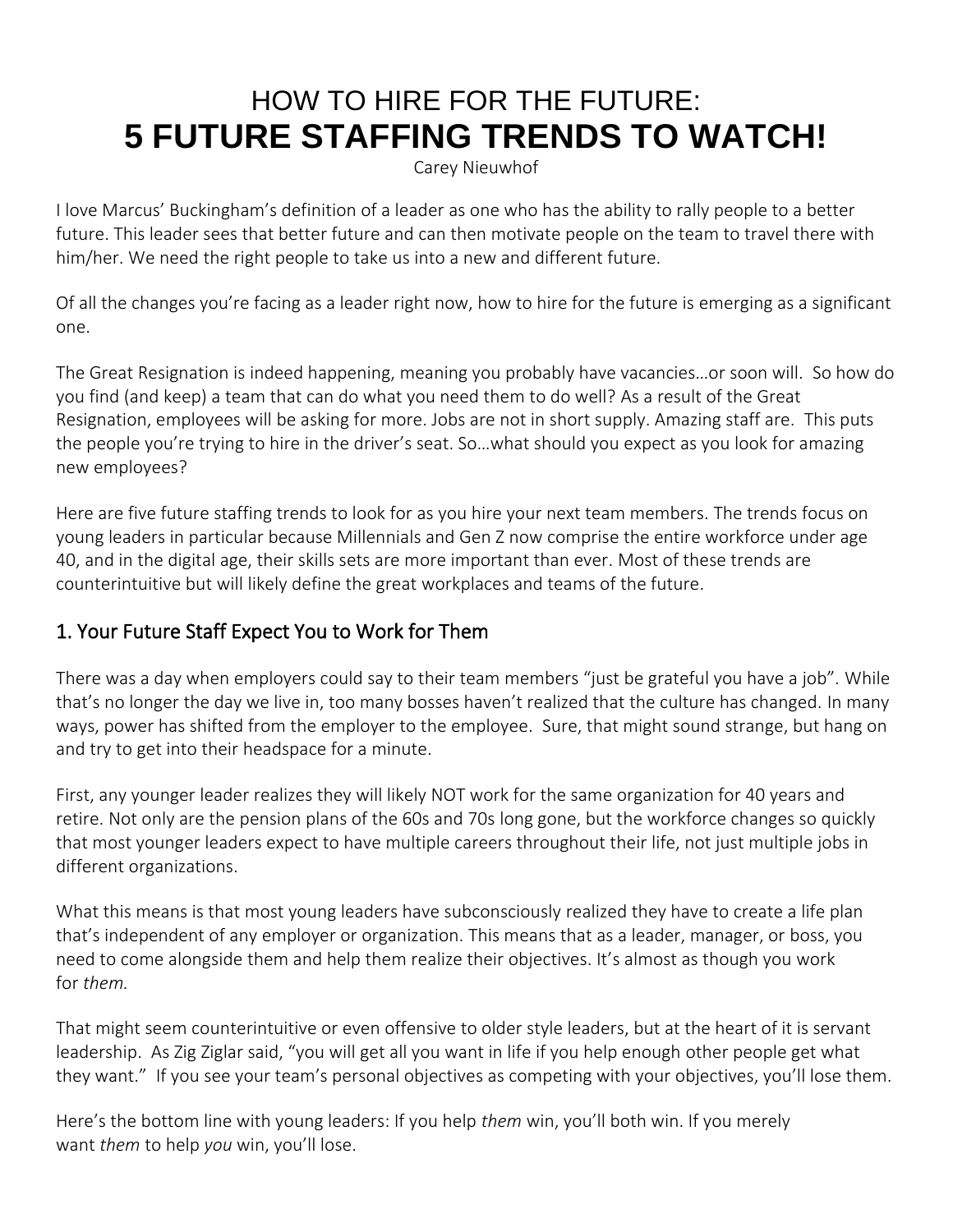# HOW TO HIRE FOR THE FUTURE:
# **5 FUTURE STAFFING TRENDS TO WATCH!**

Carey Nieuwhof

I love Marcus' Buckingham's definition of a leader as one who has the ability to rally people to a better future. This leader sees that better future and can then motivate people on the team to travel there with him/her. We need the right people to take us into a new and different future.

Of all the changes you're facing as a leader right now, how to hire for the future is emerging as a significant one.

The Great Resignation is indeed happening, meaning you probably have vacancies…or soon will. So how do you find (and keep) a team that can do what you need them to do well? As a result of the Great Resignation, employees will be asking for more. Jobs are not in short supply. Amazing staff are. This puts the people you're trying to hire in the driver's seat. So…what should you expect as you look for amazing new employees?

Here are five future staffing trends to look for as you hire your next team members. The trends focus on young leaders in particular because Millennials and Gen Z now comprise the entire workforce under age 40, and in the digital age, their skills sets are more important than ever. Most of these trends are counterintuitive but will likely define the great workplaces and teams of the future.

## 1. Your Future Staff Expect You to Work for Them

There was a day when employers could say to their team members "just be grateful you have a job". While that's no longer the day we live in, too many bosses haven't realized that the culture has changed. In many ways, power has shifted from the employer to the employee. Sure, that might sound strange, but hang on and try to get into their headspace for a minute.

First, any younger leader realizes they will likely NOT work for the same organization for 40 years and retire. Not only are the pension plans of the 60s and 70s long gone, but the workforce changes so quickly that most younger leaders expect to have multiple careers throughout their life, not just multiple jobs in different organizations.

What this means is that most young leaders have subconsciously realized they have to create a life plan that's independent of any employer or organization. This means that as a leader, manager, or boss, you need to come alongside them and help them realize their objectives. It's almost as though you work for *them.*

That might seem counterintuitive or even offensive to older style leaders, but at the heart of it is servant leadership. As Zig Ziglar said, "you will get all you want in life if you help enough other people get what they want." If you see your team's personal objectives as competing with your objectives, you'll lose them.

Here's the bottom line with young leaders: If you help *them* win, you'll both win. If you merely want *them* to help *you* win, you'll lose.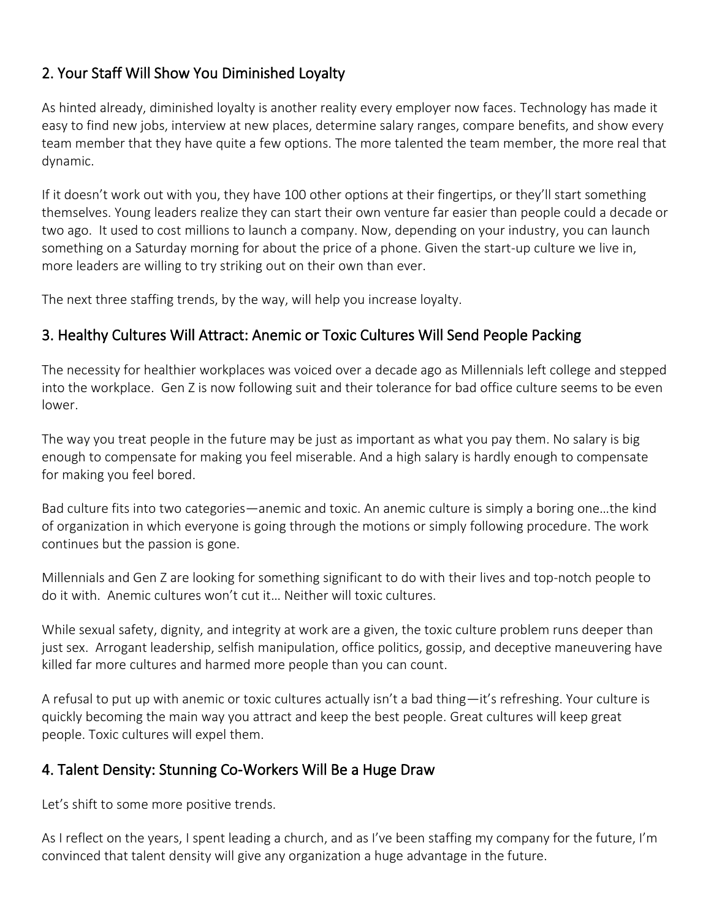## 2. Your Staff Will Show You Diminished Loyalty

As hinted already, diminished loyalty is another reality every employer now faces. Technology has made it easy to find new jobs, interview at new places, determine salary ranges, compare benefits, and show every team member that they have quite a few options. The more talented the team member, the more real that dynamic.

If it doesn't work out with you, they have 100 other options at their fingertips, or they'll start something themselves. Young leaders realize they can start their own venture far easier than people could a decade or two ago. It used to cost millions to launch a company. Now, depending on your industry, you can launch something on a Saturday morning for about the price of a phone. Given the start-up culture we live in, more leaders are willing to try striking out on their own than ever.

The next three staffing trends, by the way, will help you increase loyalty.

## 3. Healthy Cultures Will Attract: Anemic or Toxic Cultures Will Send People Packing

The necessity for healthier workplaces was voiced over a decade ago as Millennials left college and stepped into the workplace. Gen Z is now following suit and their tolerance for bad office culture seems to be even lower.

The way you treat people in the future may be just as important as what you pay them. No salary is big enough to compensate for making you feel miserable. And a high salary is hardly enough to compensate for making you feel bored.

Bad culture fits into two categories—anemic and toxic. An anemic culture is simply a boring one…the kind of organization in which everyone is going through the motions or simply following procedure. The work continues but the passion is gone.

Millennials and Gen Z are looking for something significant to do with their lives and top-notch people to do it with. Anemic cultures won't cut it… Neither will toxic cultures.

While sexual safety, dignity, and integrity at work are a given, the toxic culture problem runs deeper than just sex. Arrogant leadership, selfish manipulation, office politics, gossip, and deceptive maneuvering have killed far more cultures and harmed more people than you can count.

A refusal to put up with anemic or toxic cultures actually isn't a bad thing—it's refreshing. Your culture is quickly becoming the main way you attract and keep the best people. Great cultures will keep great people. Toxic cultures will expel them.

## 4. Talent Density: Stunning Co-Workers Will Be a Huge Draw

Let's shift to some more positive trends.

As I reflect on the years, I spent leading a church, and as I've been staffing my company for the future, I'm convinced that talent density will give any organization a huge advantage in the future.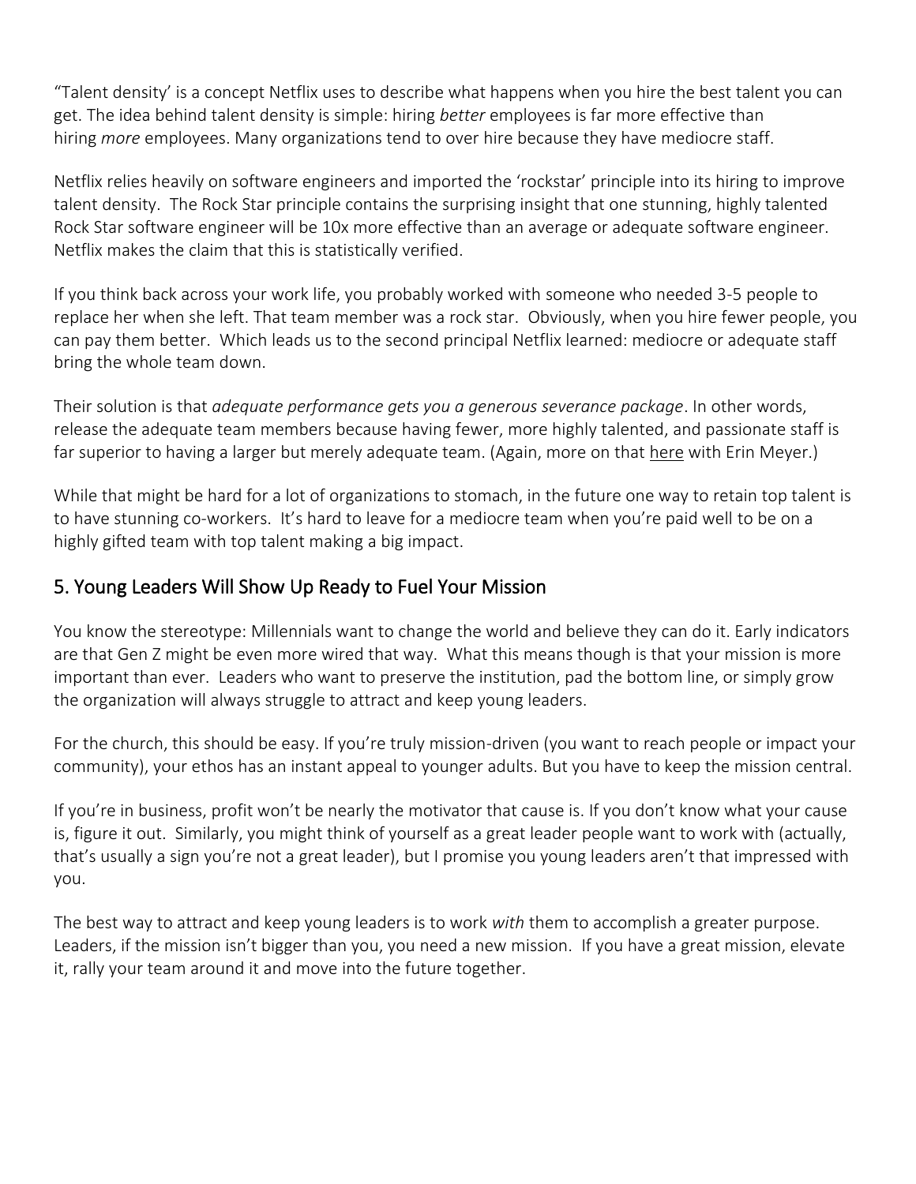"Talent density' is a concept Netflix uses to describe what happens when you hire the best talent you can get. The idea behind talent density is simple: hiring *better* employees is far more effective than hiring *more* employees. Many organizations tend to over hire because they have mediocre staff.

Netflix relies heavily on software engineers and imported the 'rockstar' principle into its hiring to improve talent density. The Rock Star principle contains the surprising insight that one stunning, highly talented Rock Star software engineer will be 10x more effective than an average or adequate software engineer. Netflix makes the claim that this is statistically verified.

If you think back across your work life, you probably worked with someone who needed 3-5 people to replace her when she left. That team member was a rock star. Obviously, when you hire fewer people, you can pay them better. Which leads us to the second principal Netflix learned: mediocre or adequate staff bring the whole team down.

Their solution is that *adequate performance gets you a generous severance package*. In other words, release the adequate team members because having fewer, more highly talented, and passionate staff is far superior to having a larger but merely adequate team. (Again, more on that here with Erin Meyer.)

While that might be hard for a lot of organizations to stomach, in the future one way to retain top talent is to have stunning co-workers. It's hard to leave for a mediocre team when you're paid well to be on a highly gifted team with top talent making a big impact.

## 5. Young Leaders Will Show Up Ready to Fuel Your Mission

You know the stereotype: Millennials want to change the world and believe they can do it. Early indicators are that Gen Z might be even more wired that way. What this means though is that your mission is more important than ever. Leaders who want to preserve the institution, pad the bottom line, or simply grow the organization will always struggle to attract and keep young leaders.

For the church, this should be easy. If you're truly mission-driven (you want to reach people or impact your community), your ethos has an instant appeal to younger adults. But you have to keep the mission central.

If you're in business, profit won't be nearly the motivator that cause is. If you don't know what your cause is, figure it out. Similarly, you might think of yourself as a great leader people want to work with (actually, that's usually a sign you're not a great leader), but I promise you young leaders aren't that impressed with you.

The best way to attract and keep young leaders is to work *with* them to accomplish a greater purpose. Leaders, if the mission isn't bigger than you, you need a new mission. If you have a great mission, elevate it, rally your team around it and move into the future together.